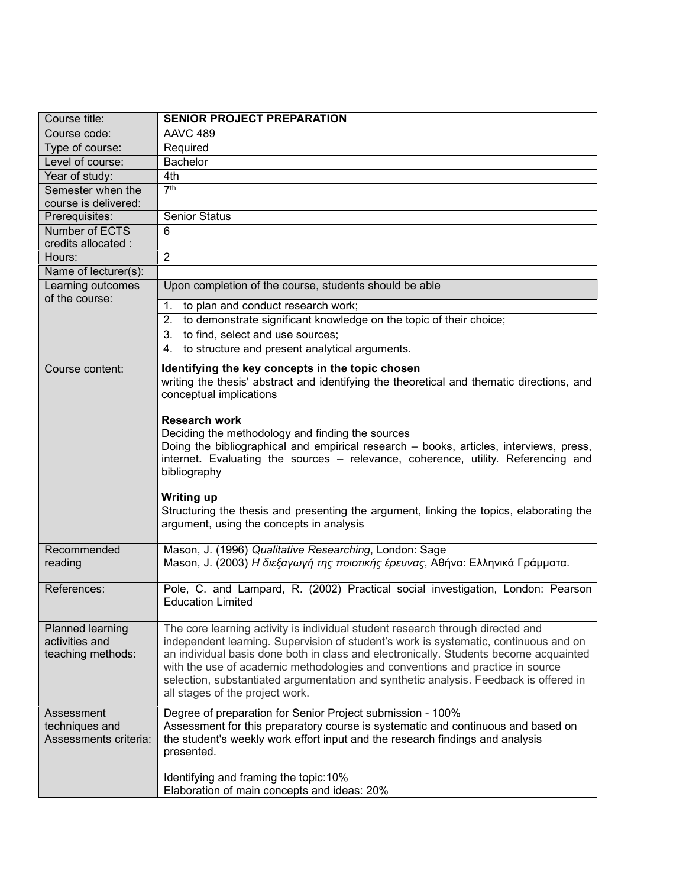| Course title: | **SENIOR PROJECT PREPARATION** |
|---|---|
| Course code: | AAVC 489 |
| Type of course: | Required |
| Level of course: | Bachelor |
| Year of study: | 4th |
| Semester when the course is delivered: | 7th |
| Prerequisites: | Senior Status |
| Number of ECTS credits allocated : | 6 |
| Hours: | 2 |
| Name of lecturer(s): | |
| Learning outcomes of the course: | Upon completion of the course, students should be able<br>1. to plan and conduct research work;<br>2. to demonstrate significant knowledge on the topic of their choice;<br>3. to find, select and use sources;<br>4. to structure and present analytical arguments. |
| Course content: | **Identifying the key concepts in the topic chosen**<br>writing the thesis' abstract and identifying the theoretical and thematic directions, and conceptual implications<br><br>**Research work**<br>Deciding the methodology and finding the sources<br>Doing the bibliographical and empirical research – books, articles, interviews, press, internet**.** Evaluating the sources – relevance, coherence, utility. Referencing and bibliography<br><br>**Writing up**<br>Structuring the thesis and presenting the argument, linking the topics, elaborating the argument, using the concepts in analysis |
| Recommended reading | Mason, J. (1996) *Qualitative Researching*, London: Sage<br>Mason, J. (2003) *Η διεξαγωγή της ποιοτικής έρευνας*, Αθήνα: Ελληνικά Γράμματα. |
| References: | Pole, C. and Lampard, R. (2002) Practical social investigation, London: Pearson Education Limited |
| Planned learning activities and teaching methods: | The core learning activity is individual student research through directed and independent learning. Supervision of student's work is systematic, continuous and on an individual basis done both in class and electronically. Students become acquainted with the use of academic methodologies and conventions and practice in source selection, substantiated argumentation and synthetic analysis. Feedback is offered in all stages of the project work. |
| Assessment techniques and Assessments criteria: | Degree of preparation for Senior Project submission - 100%<br>Assessment for this preparatory course is systematic and continuous and based on the student's weekly work effort input and the research findings and analysis presented.<br><br>Identifying and framing the topic:10%<br>Elaboration of main concepts and ideas: 20% |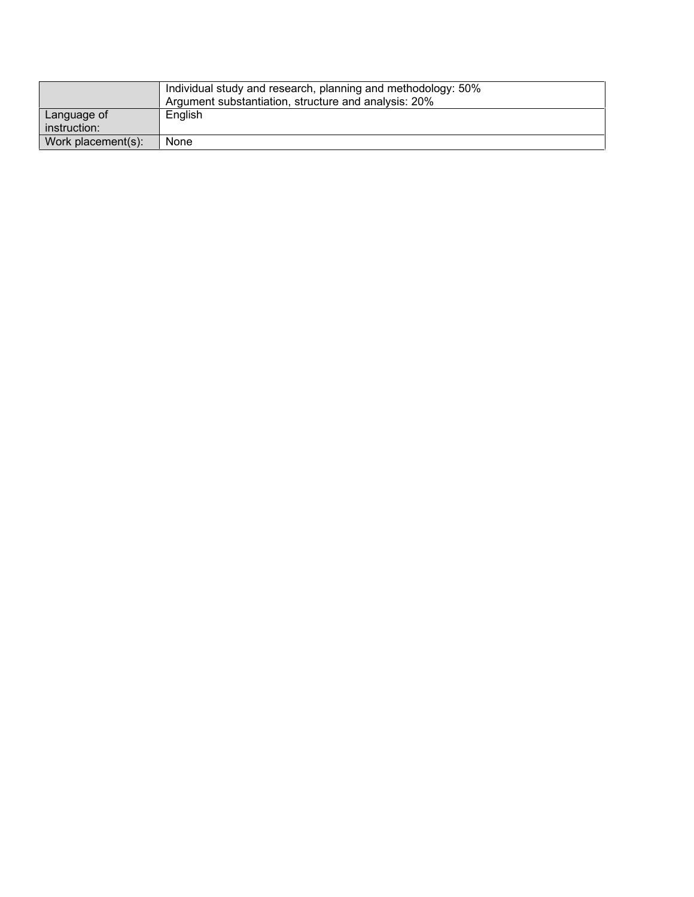| | |
|---|---|
| | Individual study and research, planning and methodology: 50%<br>Argument substantiation, structure and analysis: 20% |
| Language of instruction: | English |
| Work placement(s): | None |